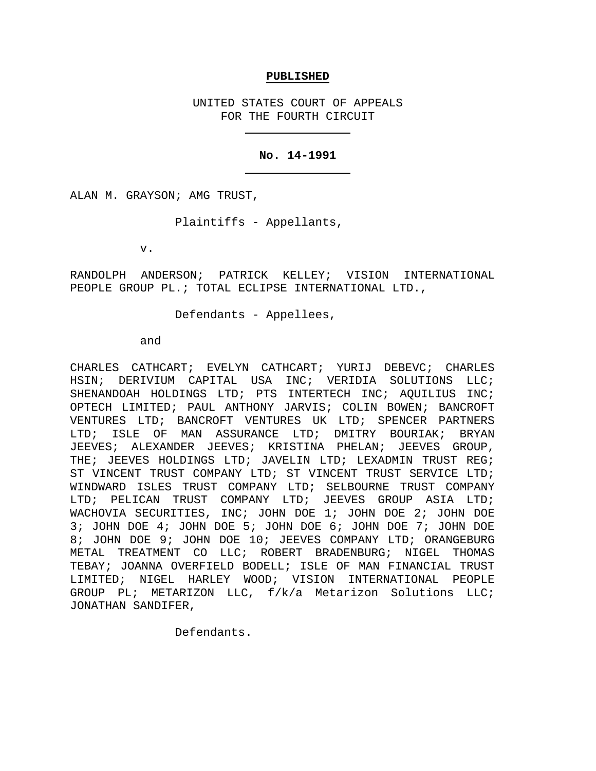**PUBLISHED**

UNITED STATES COURT OF APPEALS
FOR THE FOURTH CIRCUIT

---

**No. 14-1991**

---

ALAN M. GRAYSON; AMG TRUST,

Plaintiffs - Appellants,

v.

RANDOLPH ANDERSON; PATRICK KELLEY; VISION INTERNATIONAL PEOPLE GROUP PL.; TOTAL ECLIPSE INTERNATIONAL LTD.,

Defendants - Appellees,

and

CHARLES CATHCART; EVELYN CATHCART; YURIJ DEBEVC; CHARLES HSIN; DERIVIUM CAPITAL USA INC; VERIDIA SOLUTIONS LLC; SHENANDOAH HOLDINGS LTD; PTS INTERTECH INC; AQUILIUS INC; OPTECH LIMITED; PAUL ANTHONY JARVIS; COLIN BOWEN; BANCROFT VENTURES LTD; BANCROFT VENTURES UK LTD; SPENCER PARTNERS LTD; ISLE OF MAN ASSURANCE LTD; DMITRY BOURIAK; BRYAN JEEVES; ALEXANDER JEEVES; KRISTINA PHELAN; JEEVES GROUP, THE; JEEVES HOLDINGS LTD; JAVELIN LTD; LEXADMIN TRUST REG; ST VINCENT TRUST COMPANY LTD; ST VINCENT TRUST SERVICE LTD; WINDWARD ISLES TRUST COMPANY LTD; SELBOURNE TRUST COMPANY LTD; PELICAN TRUST COMPANY LTD; JEEVES GROUP ASIA LTD; WACHOVIA SECURITIES, INC; JOHN DOE 1; JOHN DOE 2; JOHN DOE 3; JOHN DOE 4; JOHN DOE 5; JOHN DOE 6; JOHN DOE 7; JOHN DOE 8; JOHN DOE 9; JOHN DOE 10; JEEVES COMPANY LTD; ORANGEBURG METAL TREATMENT CO LLC; ROBERT BRADENBURG; NIGEL THOMAS TEBAY; JOANNA OVERFIELD BODELL; ISLE OF MAN FINANCIAL TRUST LIMITED; NIGEL HARLEY WOOD; VISION INTERNATIONAL PEOPLE GROUP PL; METARIZON LLC, f/k/a Metarizon Solutions LLC; JONATHAN SANDIFER,

Defendants.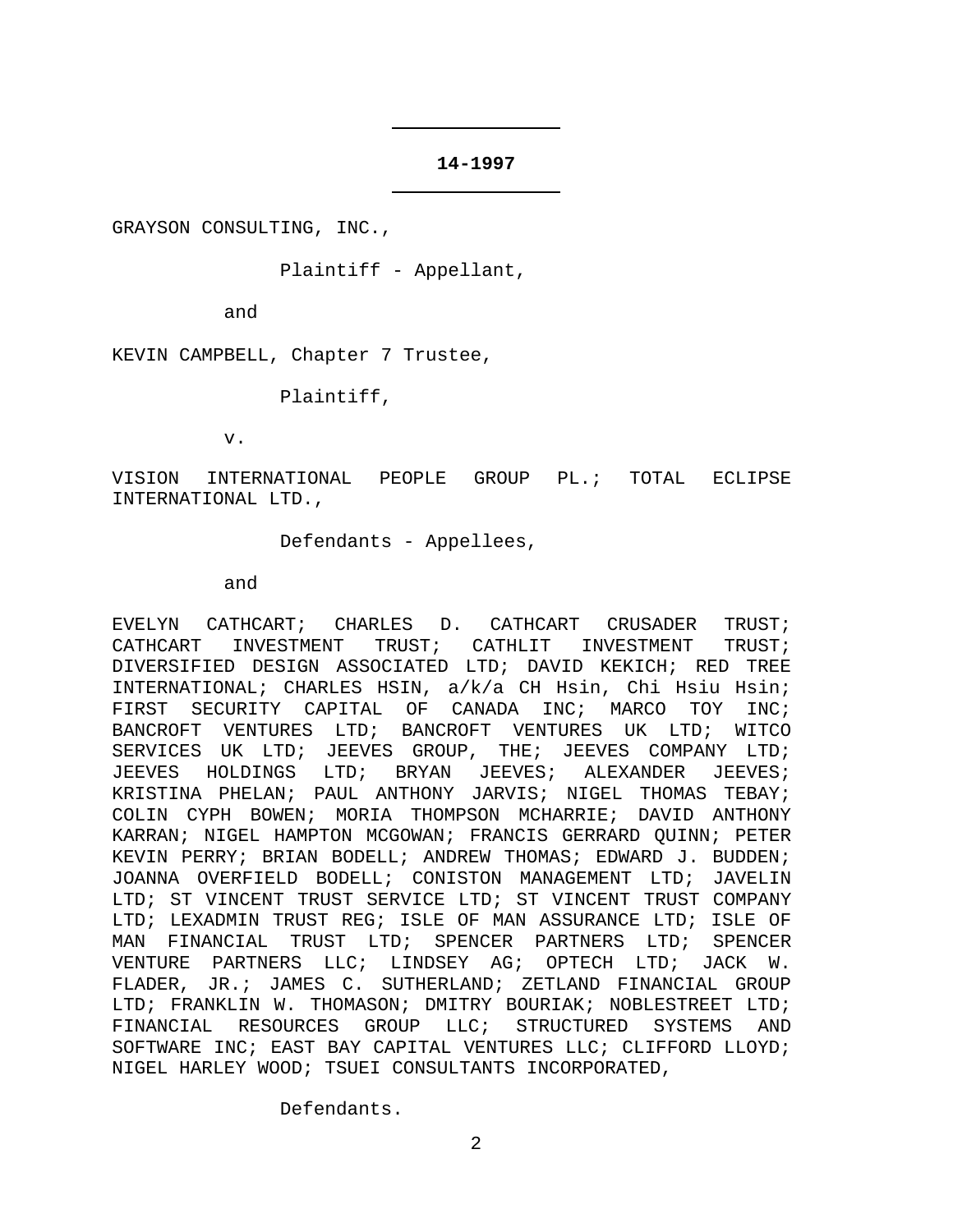**14-1997**

GRAYSON CONSULTING, INC.,

Plaintiff - Appellant,

and

KEVIN CAMPBELL, Chapter 7 Trustee,

Plaintiff,

v.

VISION INTERNATIONAL PEOPLE GROUP PL.; TOTAL ECLIPSE INTERNATIONAL LTD.,

Defendants - Appellees,

and

EVELYN CATHCART; CHARLES D. CATHCART CRUSADER TRUST; CATHCART INVESTMENT TRUST; CATHLIT INVESTMENT TRUST; DIVERSIFIED DESIGN ASSOCIATED LTD; DAVID KEKICH; RED TREE INTERNATIONAL; CHARLES HSIN, a/k/a CH Hsin, Chi Hsiu Hsin; FIRST SECURITY CAPITAL OF CANADA INC; MARCO TOY INC; BANCROFT VENTURES LTD; BANCROFT VENTURES UK LTD; WITCO SERVICES UK LTD; JEEVES GROUP, THE; JEEVES COMPANY LTD; JEEVES HOLDINGS LTD; BRYAN JEEVES; ALEXANDER JEEVES; KRISTINA PHELAN; PAUL ANTHONY JARVIS; NIGEL THOMAS TEBAY; COLIN CYPH BOWEN; MORIA THOMPSON MCHARRIE; DAVID ANTHONY KARRAN; NIGEL HAMPTON MCGOWAN; FRANCIS GERRARD QUINN; PETER KEVIN PERRY; BRIAN BODELL; ANDREW THOMAS; EDWARD J. BUDDEN; JOANNA OVERFIELD BODELL; CONISTON MANAGEMENT LTD; JAVELIN LTD; ST VINCENT TRUST SERVICE LTD; ST VINCENT TRUST COMPANY LTD; LEXADMIN TRUST REG; ISLE OF MAN ASSURANCE LTD; ISLE OF MAN FINANCIAL TRUST LTD; SPENCER PARTNERS LTD; SPENCER VENTURE PARTNERS LLC; LINDSEY AG; OPTECH LTD; JACK W. FLADER, JR.; JAMES C. SUTHERLAND; ZETLAND FINANCIAL GROUP LTD; FRANKLIN W. THOMASON; DMITRY BOURIAK; NOBLESTREET LTD; FINANCIAL RESOURCES GROUP LLC; STRUCTURED SYSTEMS AND SOFTWARE INC; EAST BAY CAPITAL VENTURES LLC; CLIFFORD LLOYD; NIGEL HARLEY WOOD; TSUEI CONSULTANTS INCORPORATED,

Defendants.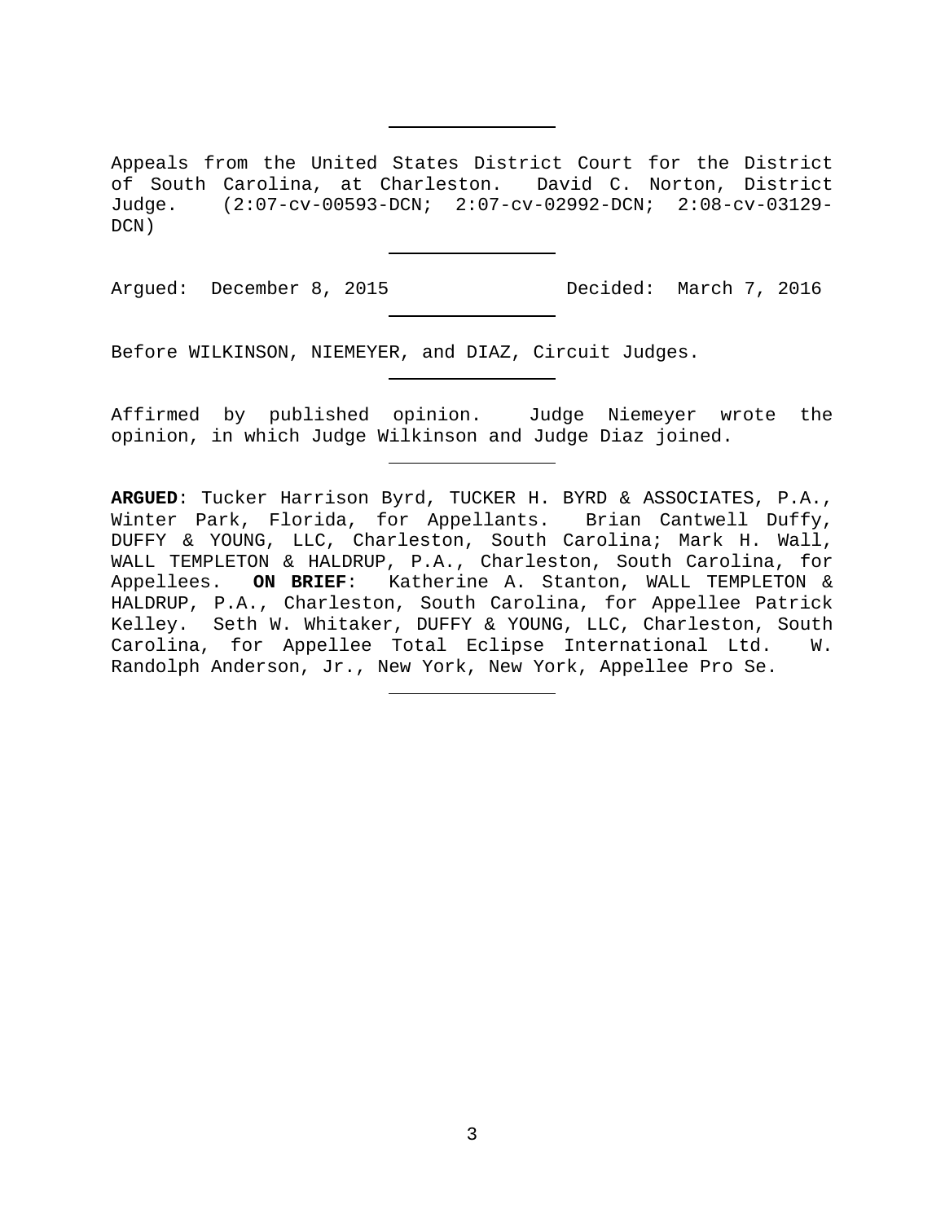Appeals from the United States District Court for the District of South Carolina, at Charleston. David C. Norton, District Judge. (2:07-cv-00593-DCN; 2:07-cv-02992-DCN; 2:08-cv-03129-DCN)

---

Argued: December 8, 2015 Decided: March 7, 2016

---

Before WILKINSON, NIEMEYER, and DIAZ, Circuit Judges.

---

Affirmed by published opinion. Judge Niemeyer wrote the opinion, in which Judge Wilkinson and Judge Diaz joined.

---

**ARGUED**: Tucker Harrison Byrd, TUCKER H. BYRD & ASSOCIATES, P.A., Winter Park, Florida, for Appellants. Brian Cantwell Duffy, DUFFY & YOUNG, LLC, Charleston, South Carolina; Mark H. Wall, WALL TEMPLETON & HALDRUP, P.A., Charleston, South Carolina, for Appellees. **ON BRIEF**: Katherine A. Stanton, WALL TEMPLETON & HALDRUP, P.A., Charleston, South Carolina, for Appellee Patrick Kelley. Seth W. Whitaker, DUFFY & YOUNG, LLC, Charleston, South Carolina, for Appellee Total Eclipse International Ltd. W. Randolph Anderson, Jr., New York, New York, Appellee Pro Se.

---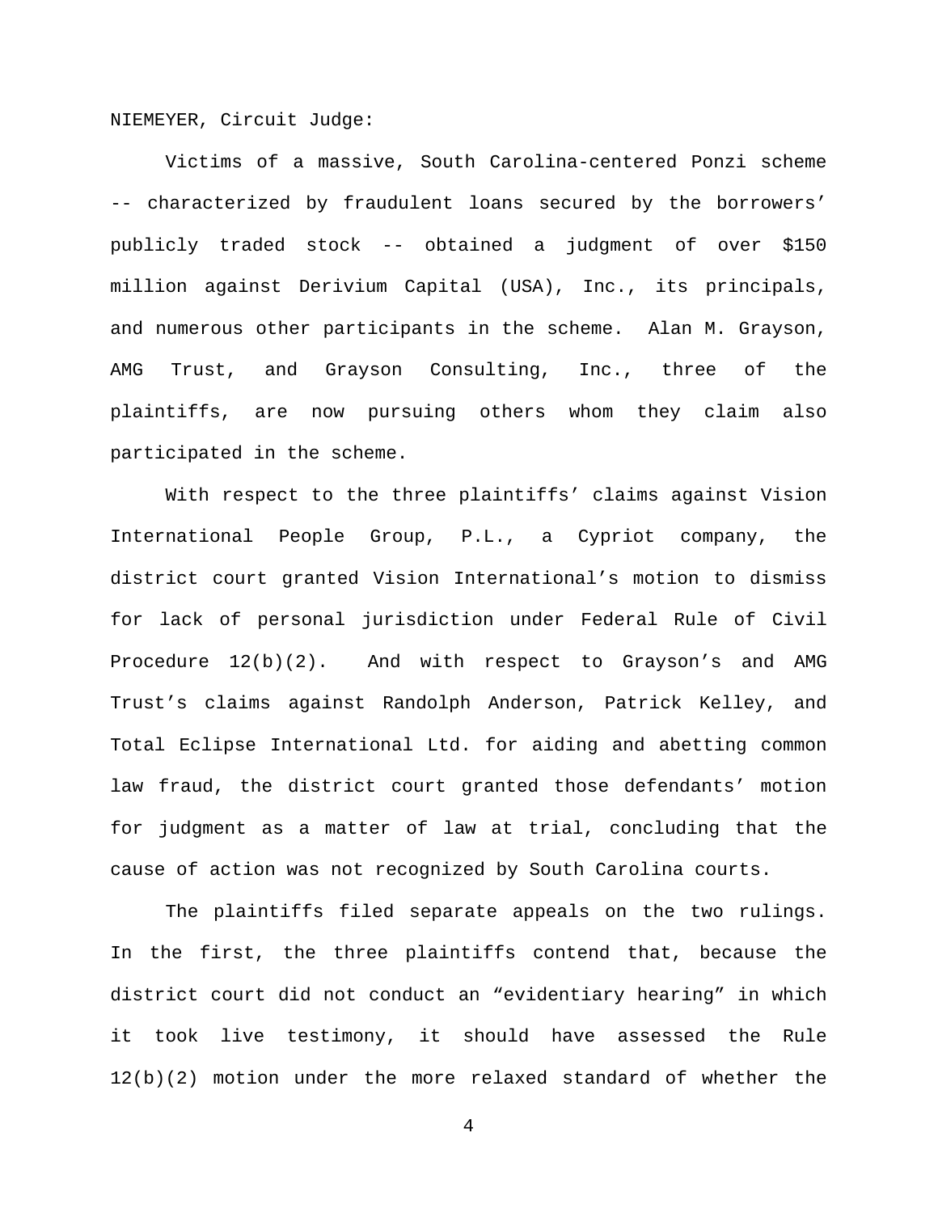NIEMEYER, Circuit Judge:

Victims of a massive, South Carolina-centered Ponzi scheme -- characterized by fraudulent loans secured by the borrowers' publicly traded stock -- obtained a judgment of over $150 million against Derivium Capital (USA), Inc., its principals, and numerous other participants in the scheme. Alan M. Grayson, AMG Trust, and Grayson Consulting, Inc., three of the plaintiffs, are now pursuing others whom they claim also participated in the scheme.

With respect to the three plaintiffs' claims against Vision International People Group, P.L., a Cypriot company, the district court granted Vision International's motion to dismiss for lack of personal jurisdiction under Federal Rule of Civil Procedure 12(b)(2). And with respect to Grayson's and AMG Trust's claims against Randolph Anderson, Patrick Kelley, and Total Eclipse International Ltd. for aiding and abetting common law fraud, the district court granted those defendants' motion for judgment as a matter of law at trial, concluding that the cause of action was not recognized by South Carolina courts.

The plaintiffs filed separate appeals on the two rulings. In the first, the three plaintiffs contend that, because the district court did not conduct an "evidentiary hearing" in which it took live testimony, it should have assessed the Rule 12(b)(2) motion under the more relaxed standard of whether the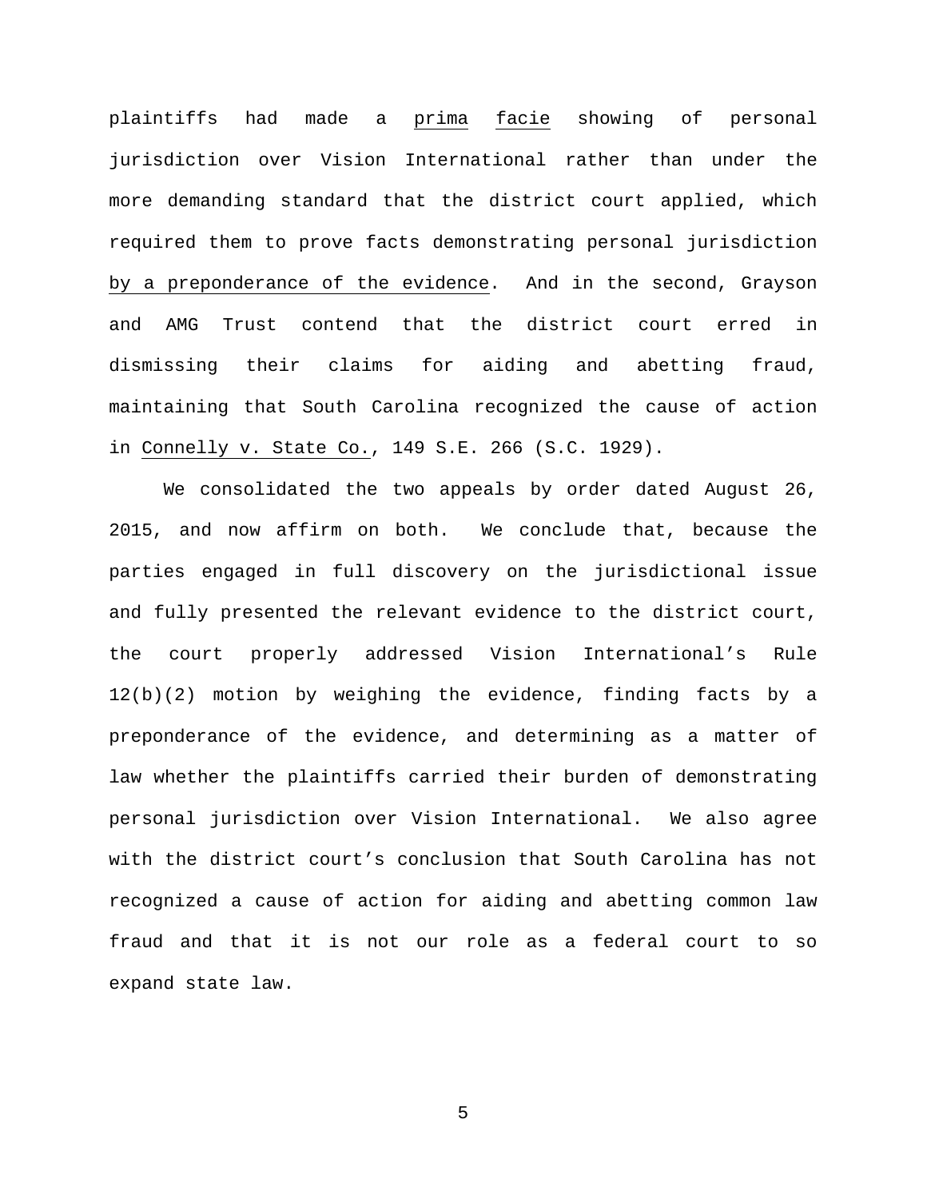plaintiffs had made a prima facie showing of personal jurisdiction over Vision International rather than under the more demanding standard that the district court applied, which required them to prove facts demonstrating personal jurisdiction by a preponderance of the evidence. And in the second, Grayson and AMG Trust contend that the district court erred in dismissing their claims for aiding and abetting fraud, maintaining that South Carolina recognized the cause of action in Connelly v. State Co., 149 S.E. 266 (S.C. 1929).

We consolidated the two appeals by order dated August 26, 2015, and now affirm on both. We conclude that, because the parties engaged in full discovery on the jurisdictional issue and fully presented the relevant evidence to the district court, the court properly addressed Vision International's Rule 12(b)(2) motion by weighing the evidence, finding facts by a preponderance of the evidence, and determining as a matter of law whether the plaintiffs carried their burden of demonstrating personal jurisdiction over Vision International. We also agree with the district court's conclusion that South Carolina has not recognized a cause of action for aiding and abetting common law fraud and that it is not our role as a federal court to so expand state law.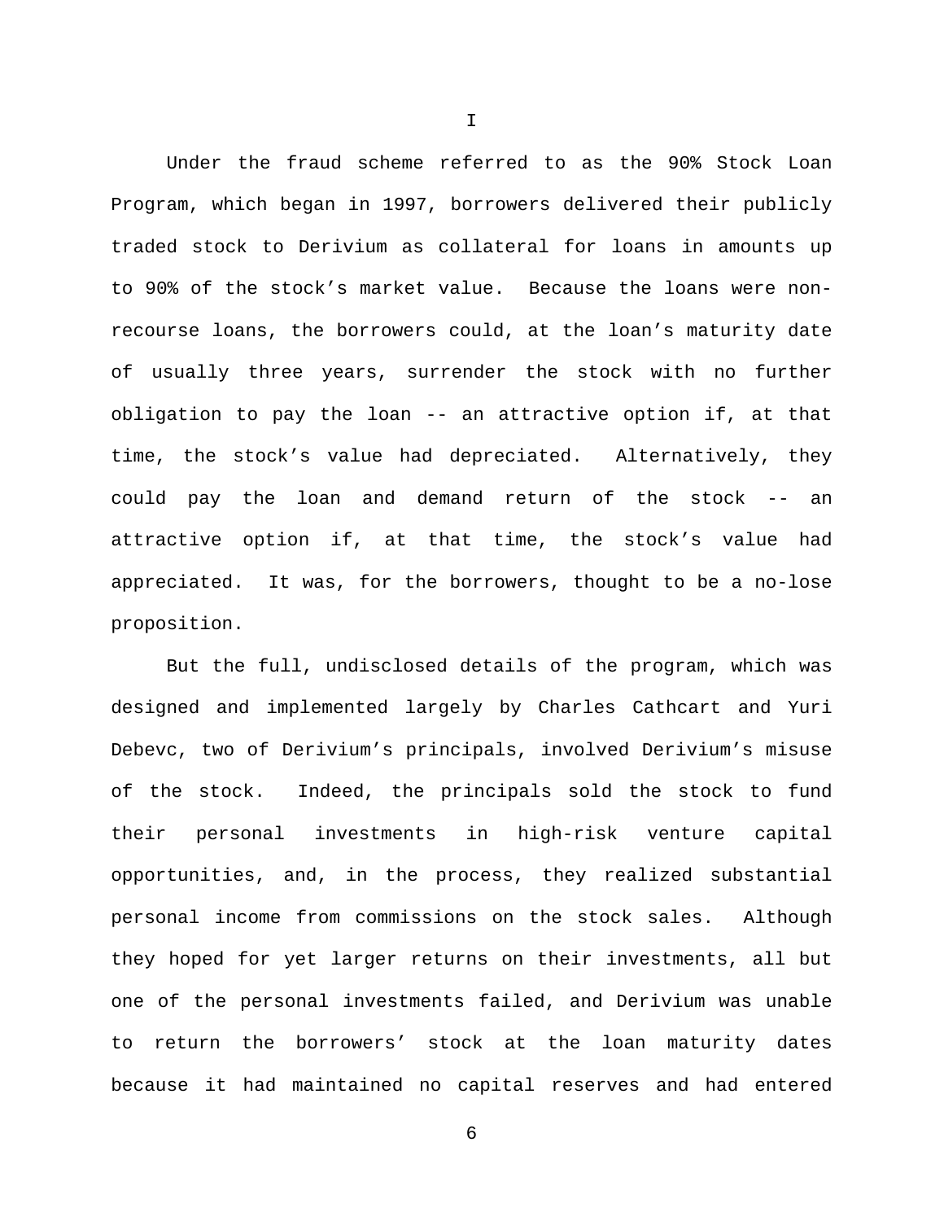I

Under the fraud scheme referred to as the 90% Stock Loan Program, which began in 1997, borrowers delivered their publicly traded stock to Derivium as collateral for loans in amounts up to 90% of the stock's market value. Because the loans were non-recourse loans, the borrowers could, at the loan's maturity date of usually three years, surrender the stock with no further obligation to pay the loan -- an attractive option if, at that time, the stock's value had depreciated. Alternatively, they could pay the loan and demand return of the stock -- an attractive option if, at that time, the stock's value had appreciated. It was, for the borrowers, thought to be a no-lose proposition.

But the full, undisclosed details of the program, which was designed and implemented largely by Charles Cathcart and Yuri Debevc, two of Derivium's principals, involved Derivium's misuse of the stock. Indeed, the principals sold the stock to fund their personal investments in high-risk venture capital opportunities, and, in the process, they realized substantial personal income from commissions on the stock sales. Although they hoped for yet larger returns on their investments, all but one of the personal investments failed, and Derivium was unable to return the borrowers' stock at the loan maturity dates because it had maintained no capital reserves and had entered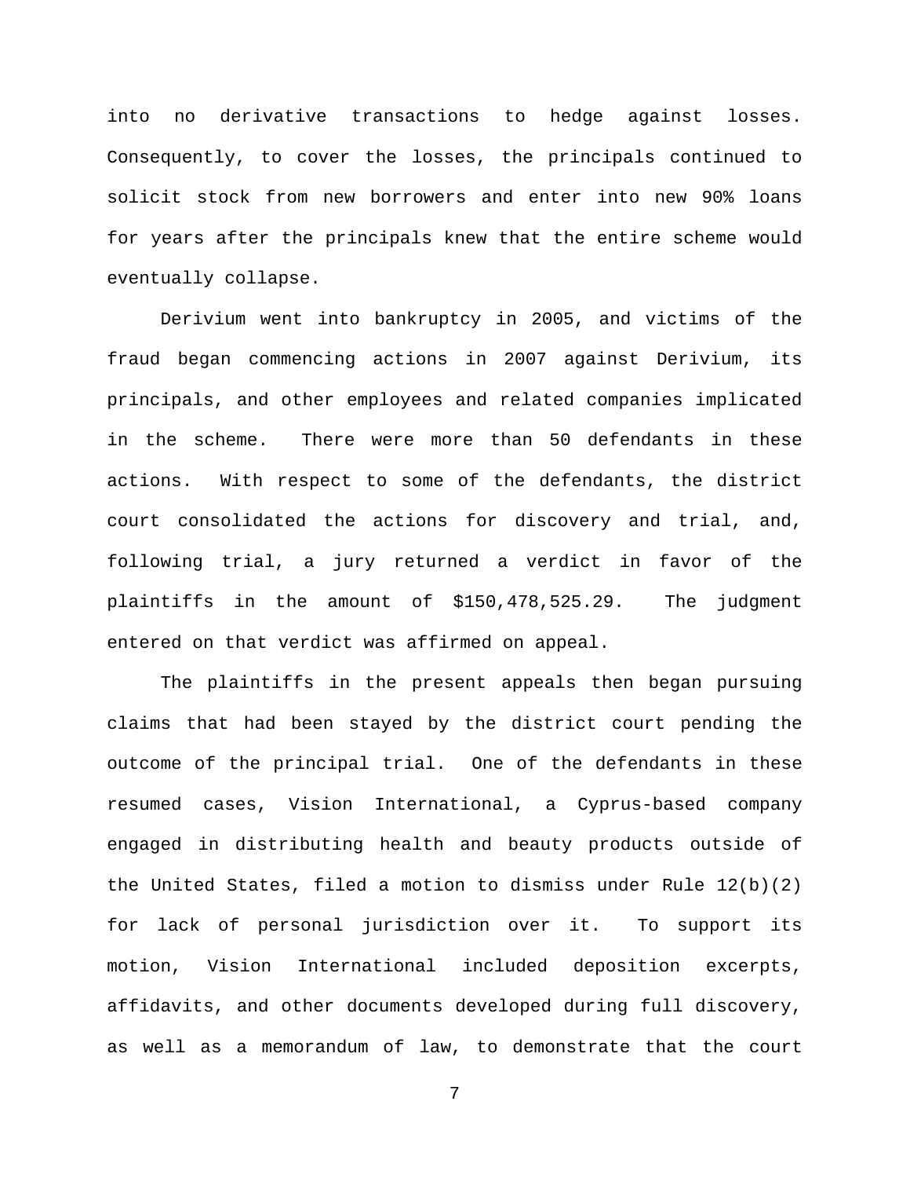into no derivative transactions to hedge against losses. Consequently, to cover the losses, the principals continued to solicit stock from new borrowers and enter into new 90% loans for years after the principals knew that the entire scheme would eventually collapse.

Derivium went into bankruptcy in 2005, and victims of the fraud began commencing actions in 2007 against Derivium, its principals, and other employees and related companies implicated in the scheme. There were more than 50 defendants in these actions. With respect to some of the defendants, the district court consolidated the actions for discovery and trial, and, following trial, a jury returned a verdict in favor of the plaintiffs in the amount of $150,478,525.29. The judgment entered on that verdict was affirmed on appeal.

The plaintiffs in the present appeals then began pursuing claims that had been stayed by the district court pending the outcome of the principal trial. One of the defendants in these resumed cases, Vision International, a Cyprus-based company engaged in distributing health and beauty products outside of the United States, filed a motion to dismiss under Rule 12(b)(2) for lack of personal jurisdiction over it. To support its motion, Vision International included deposition excerpts, affidavits, and other documents developed during full discovery, as well as a memorandum of law, to demonstrate that the court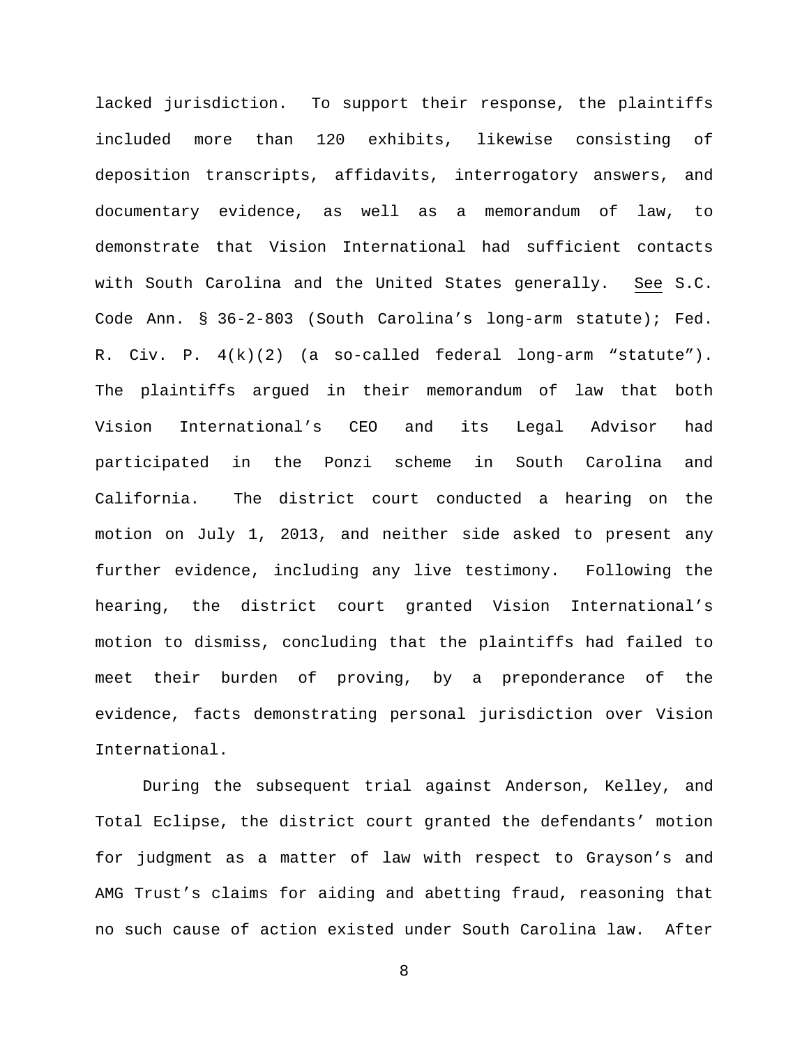lacked jurisdiction. To support their response, the plaintiffs included more than 120 exhibits, likewise consisting of deposition transcripts, affidavits, interrogatory answers, and documentary evidence, as well as a memorandum of law, to demonstrate that Vision International had sufficient contacts with South Carolina and the United States generally. See S.C. Code Ann. § 36-2-803 (South Carolina's long-arm statute); Fed. R. Civ. P. 4(k)(2) (a so-called federal long-arm "statute"). The plaintiffs argued in their memorandum of law that both Vision International's CEO and its Legal Advisor had participated in the Ponzi scheme in South Carolina and California. The district court conducted a hearing on the motion on July 1, 2013, and neither side asked to present any further evidence, including any live testimony. Following the hearing, the district court granted Vision International's motion to dismiss, concluding that the plaintiffs had failed to meet their burden of proving, by a preponderance of the evidence, facts demonstrating personal jurisdiction over Vision International.

During the subsequent trial against Anderson, Kelley, and Total Eclipse, the district court granted the defendants' motion for judgment as a matter of law with respect to Grayson's and AMG Trust's claims for aiding and abetting fraud, reasoning that no such cause of action existed under South Carolina law. After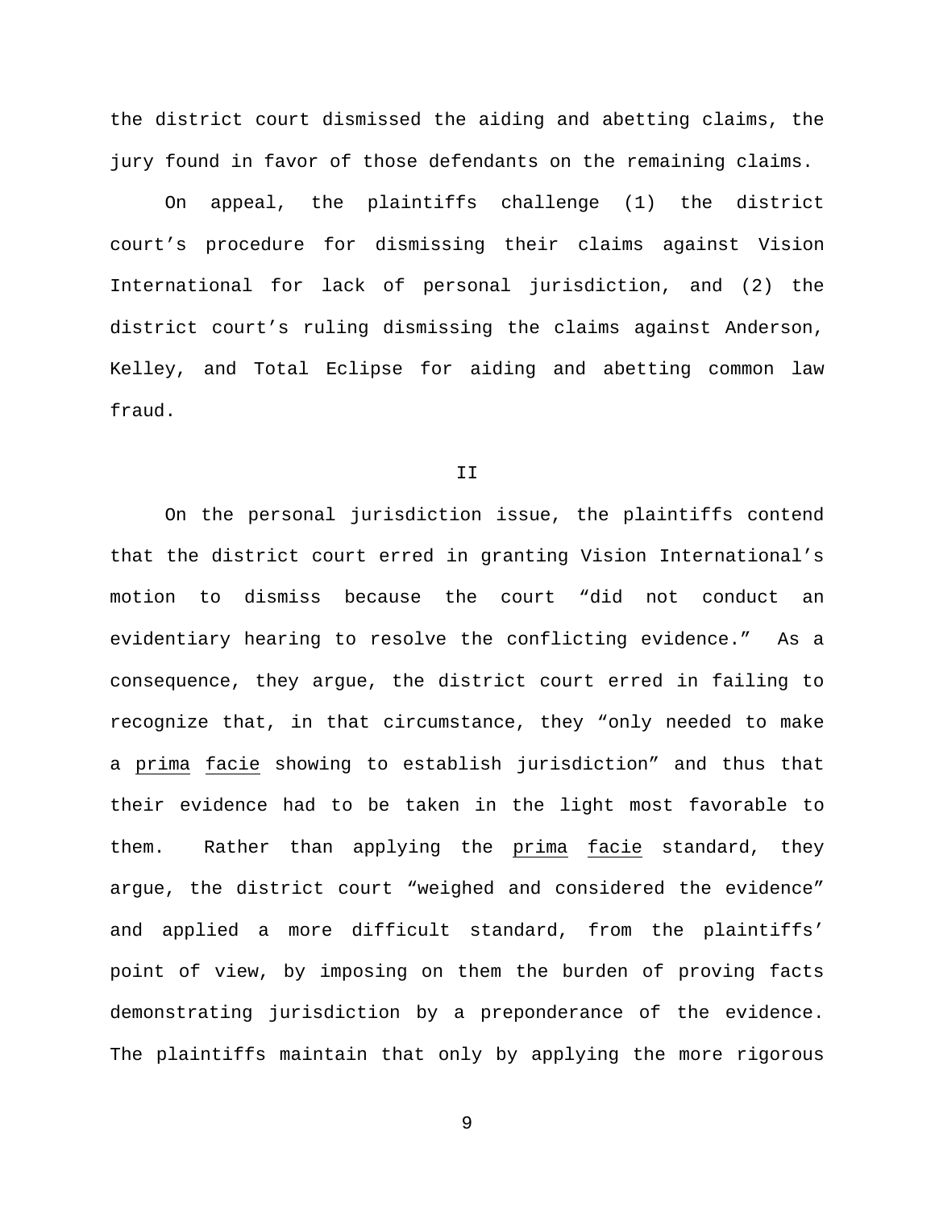the district court dismissed the aiding and abetting claims, the jury found in favor of those defendants on the remaining claims.

On appeal, the plaintiffs challenge (1) the district court's procedure for dismissing their claims against Vision International for lack of personal jurisdiction, and (2) the district court's ruling dismissing the claims against Anderson, Kelley, and Total Eclipse for aiding and abetting common law fraud.

## II

On the personal jurisdiction issue, the plaintiffs contend that the district court erred in granting Vision International's motion to dismiss because the court "did not conduct an evidentiary hearing to resolve the conflicting evidence." As a consequence, they argue, the district court erred in failing to recognize that, in that circumstance, they "only needed to make a prima facie showing to establish jurisdiction" and thus that their evidence had to be taken in the light most favorable to them. Rather than applying the prima facie standard, they argue, the district court "weighed and considered the evidence" and applied a more difficult standard, from the plaintiffs' point of view, by imposing on them the burden of proving facts demonstrating jurisdiction by a preponderance of the evidence. The plaintiffs maintain that only by applying the more rigorous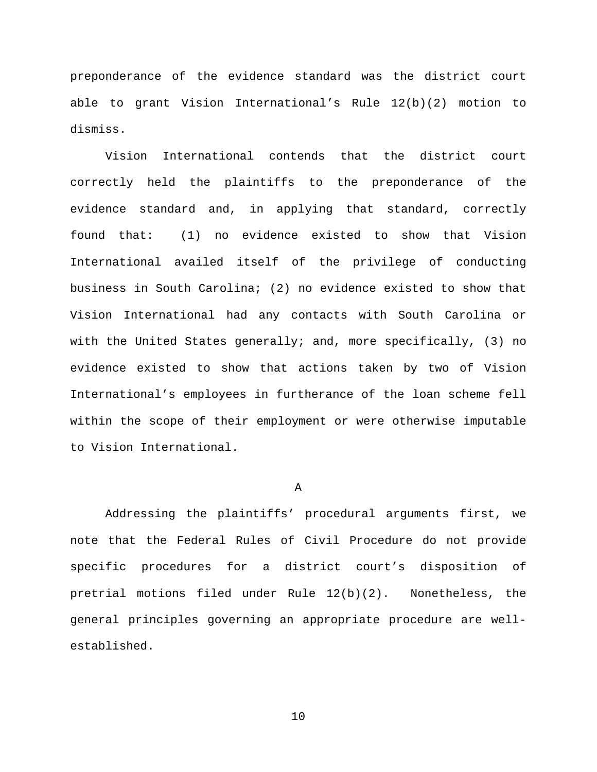preponderance of the evidence standard was the district court able to grant Vision International's Rule 12(b)(2) motion to dismiss.

Vision International contends that the district court correctly held the plaintiffs to the preponderance of the evidence standard and, in applying that standard, correctly found that: (1) no evidence existed to show that Vision International availed itself of the privilege of conducting business in South Carolina; (2) no evidence existed to show that Vision International had any contacts with South Carolina or with the United States generally; and, more specifically, (3) no evidence existed to show that actions taken by two of Vision International's employees in furtherance of the loan scheme fell within the scope of their employment or were otherwise imputable to Vision International.

### A

Addressing the plaintiffs' procedural arguments first, we note that the Federal Rules of Civil Procedure do not provide specific procedures for a district court's disposition of pretrial motions filed under Rule 12(b)(2). Nonetheless, the general principles governing an appropriate procedure are well-established.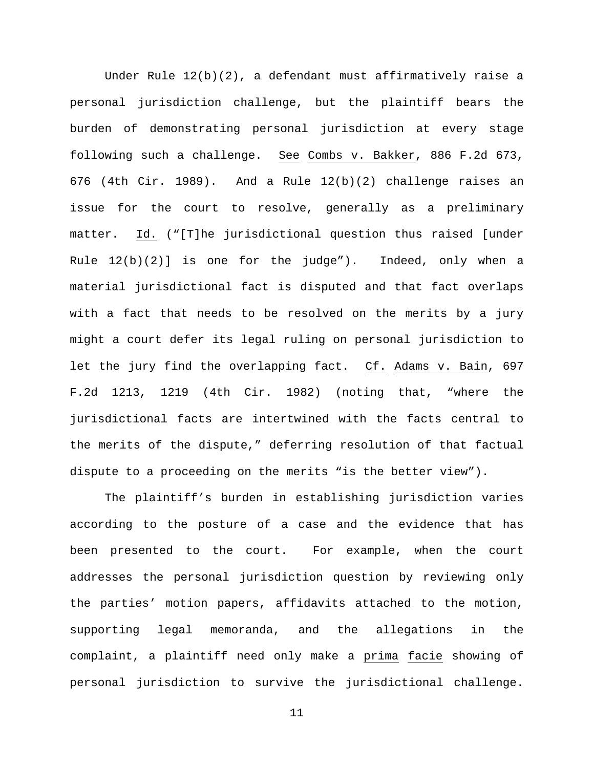Under Rule 12(b)(2), a defendant must affirmatively raise a personal jurisdiction challenge, but the plaintiff bears the burden of demonstrating personal jurisdiction at every stage following such a challenge. See Combs v. Bakker, 886 F.2d 673, 676 (4th Cir. 1989). And a Rule 12(b)(2) challenge raises an issue for the court to resolve, generally as a preliminary matter. Id. ("[T]he jurisdictional question thus raised [under Rule 12(b)(2)] is one for the judge"). Indeed, only when a material jurisdictional fact is disputed and that fact overlaps with a fact that needs to be resolved on the merits by a jury might a court defer its legal ruling on personal jurisdiction to let the jury find the overlapping fact. Cf. Adams v. Bain, 697 F.2d 1213, 1219 (4th Cir. 1982) (noting that, "where the jurisdictional facts are intertwined with the facts central to the merits of the dispute," deferring resolution of that factual dispute to a proceeding on the merits "is the better view").

The plaintiff's burden in establishing jurisdiction varies according to the posture of a case and the evidence that has been presented to the court. For example, when the court addresses the personal jurisdiction question by reviewing only the parties' motion papers, affidavits attached to the motion, supporting legal memoranda, and the allegations in the complaint, a plaintiff need only make a prima facie showing of personal jurisdiction to survive the jurisdictional challenge.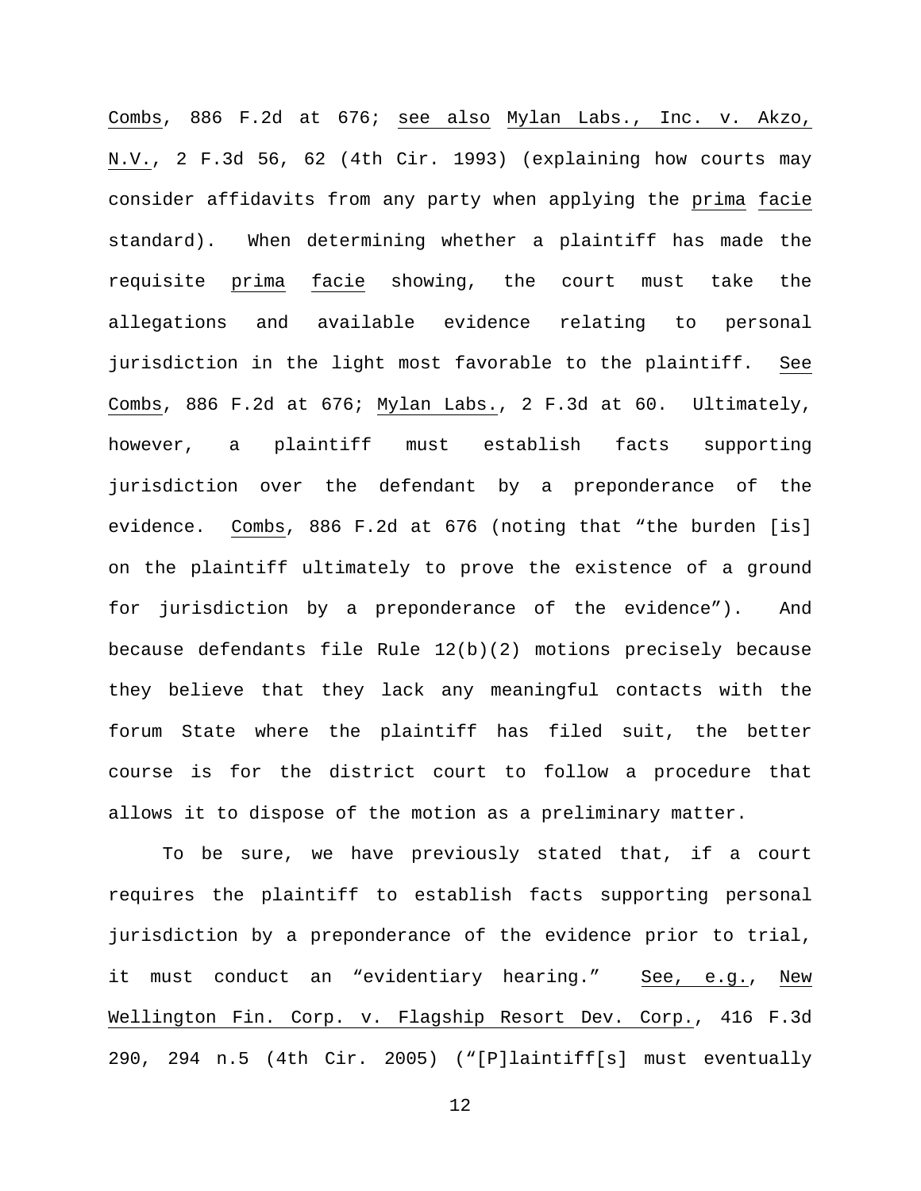Combs, 886 F.2d at 676; see also Mylan Labs., Inc. v. Akzo, N.V., 2 F.3d 56, 62 (4th Cir. 1993) (explaining how courts may consider affidavits from any party when applying the prima facie standard). When determining whether a plaintiff has made the requisite prima facie showing, the court must take the allegations and available evidence relating to personal jurisdiction in the light most favorable to the plaintiff. See Combs, 886 F.2d at 676; Mylan Labs., 2 F.3d at 60. Ultimately, however, a plaintiff must establish facts supporting jurisdiction over the defendant by a preponderance of the evidence. Combs, 886 F.2d at 676 (noting that "the burden [is] on the plaintiff ultimately to prove the existence of a ground for jurisdiction by a preponderance of the evidence"). And because defendants file Rule 12(b)(2) motions precisely because they believe that they lack any meaningful contacts with the forum State where the plaintiff has filed suit, the better course is for the district court to follow a procedure that allows it to dispose of the motion as a preliminary matter.

To be sure, we have previously stated that, if a court requires the plaintiff to establish facts supporting personal jurisdiction by a preponderance of the evidence prior to trial, it must conduct an "evidentiary hearing." See, e.g., New Wellington Fin. Corp. v. Flagship Resort Dev. Corp., 416 F.3d 290, 294 n.5 (4th Cir. 2005) ("[P]laintiff[s] must eventually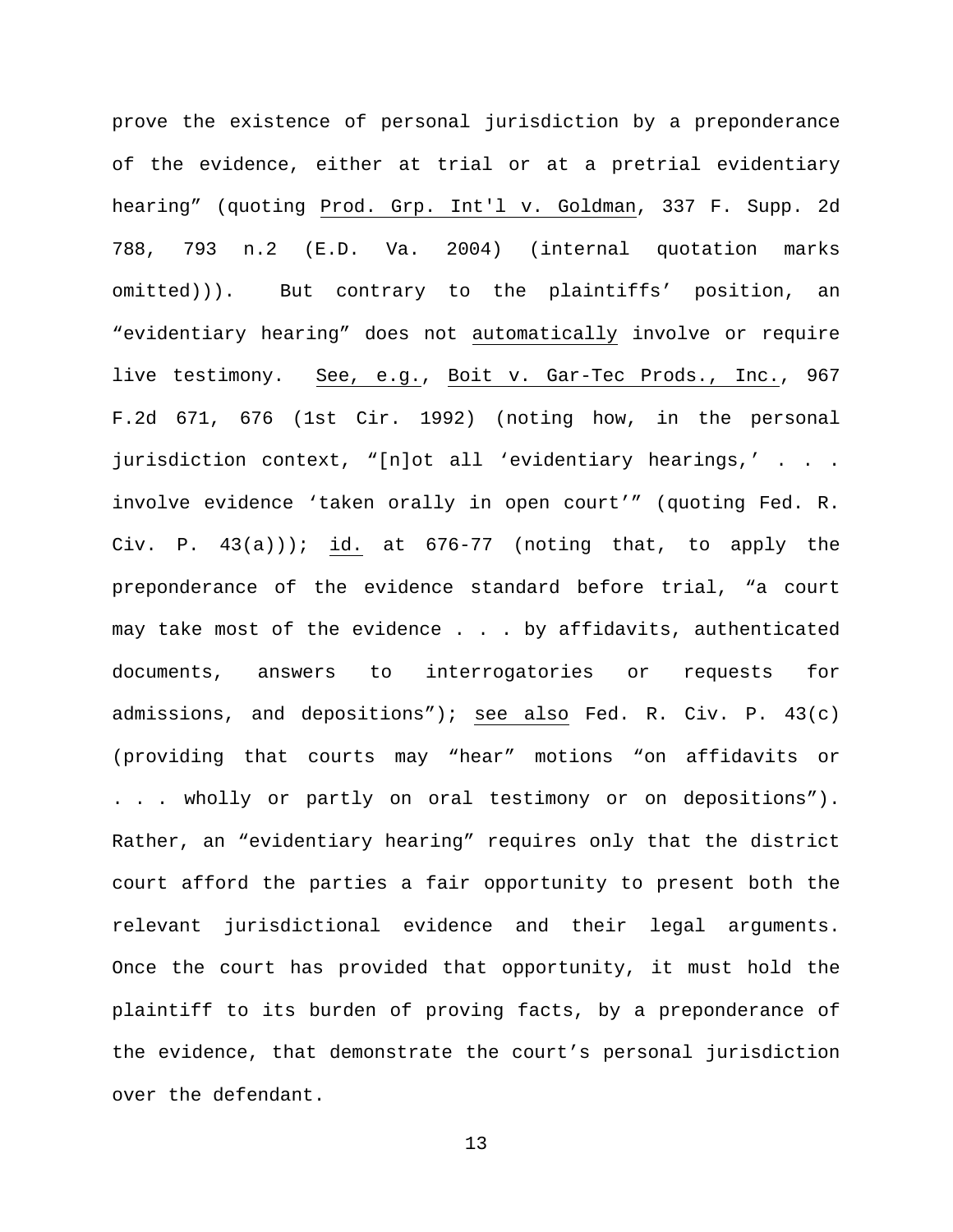prove the existence of personal jurisdiction by a preponderance of the evidence, either at trial or at a pretrial evidentiary hearing" (quoting Prod. Grp. Int'l v. Goldman, 337 F. Supp. 2d 788, 793 n.2 (E.D. Va. 2004) (internal quotation marks omitted))). But contrary to the plaintiffs' position, an "evidentiary hearing" does not automatically involve or require live testimony. See, e.g., Boit v. Gar-Tec Prods., Inc., 967 F.2d 671, 676 (1st Cir. 1992) (noting how, in the personal jurisdiction context, "[n]ot all 'evidentiary hearings,' . . . involve evidence 'taken orally in open court'" (quoting Fed. R. Civ. P. 43(a))); id. at 676-77 (noting that, to apply the preponderance of the evidence standard before trial, "a court may take most of the evidence . . . by affidavits, authenticated documents, answers to interrogatories or requests for admissions, and depositions"); see also Fed. R. Civ. P. 43(c) (providing that courts may "hear" motions "on affidavits or . . . wholly or partly on oral testimony or on depositions"). Rather, an "evidentiary hearing" requires only that the district court afford the parties a fair opportunity to present both the relevant jurisdictional evidence and their legal arguments. Once the court has provided that opportunity, it must hold the plaintiff to its burden of proving facts, by a preponderance of the evidence, that demonstrate the court's personal jurisdiction over the defendant.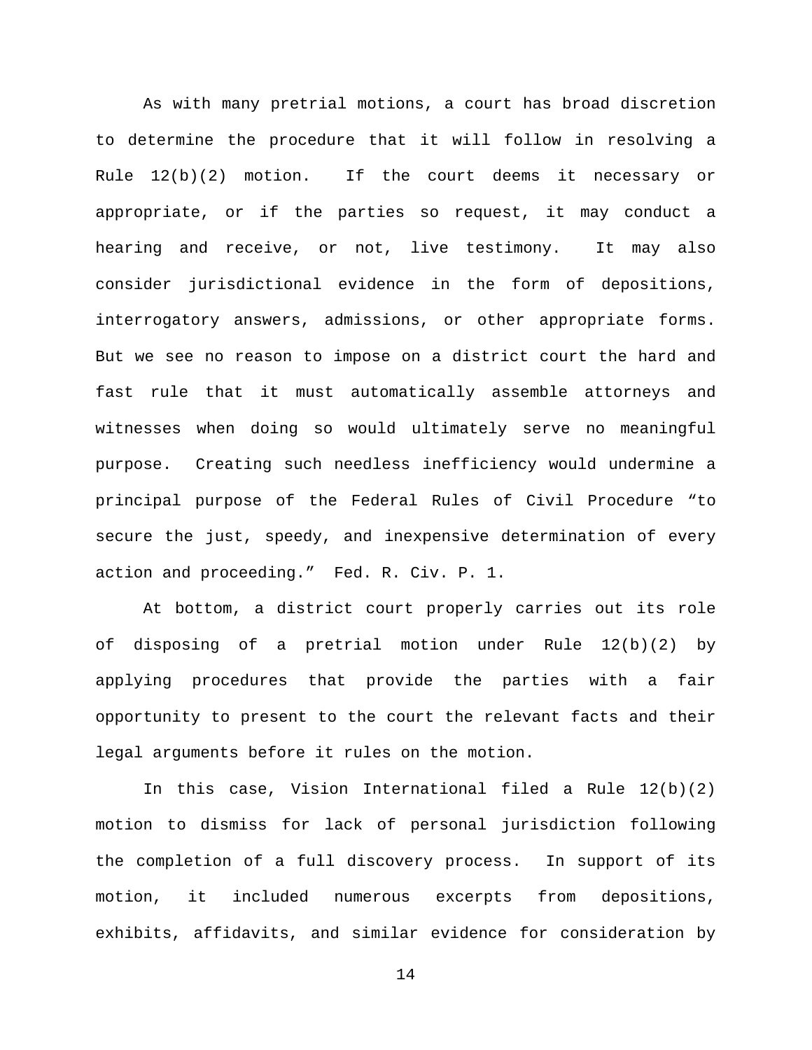As with many pretrial motions, a court has broad discretion to determine the procedure that it will follow in resolving a Rule 12(b)(2) motion. If the court deems it necessary or appropriate, or if the parties so request, it may conduct a hearing and receive, or not, live testimony. It may also consider jurisdictional evidence in the form of depositions, interrogatory answers, admissions, or other appropriate forms. But we see no reason to impose on a district court the hard and fast rule that it must automatically assemble attorneys and witnesses when doing so would ultimately serve no meaningful purpose. Creating such needless inefficiency would undermine a principal purpose of the Federal Rules of Civil Procedure "to secure the just, speedy, and inexpensive determination of every action and proceeding." Fed. R. Civ. P. 1.

At bottom, a district court properly carries out its role of disposing of a pretrial motion under Rule 12(b)(2) by applying procedures that provide the parties with a fair opportunity to present to the court the relevant facts and their legal arguments before it rules on the motion.

In this case, Vision International filed a Rule 12(b)(2) motion to dismiss for lack of personal jurisdiction following the completion of a full discovery process. In support of its motion, it included numerous excerpts from depositions, exhibits, affidavits, and similar evidence for consideration by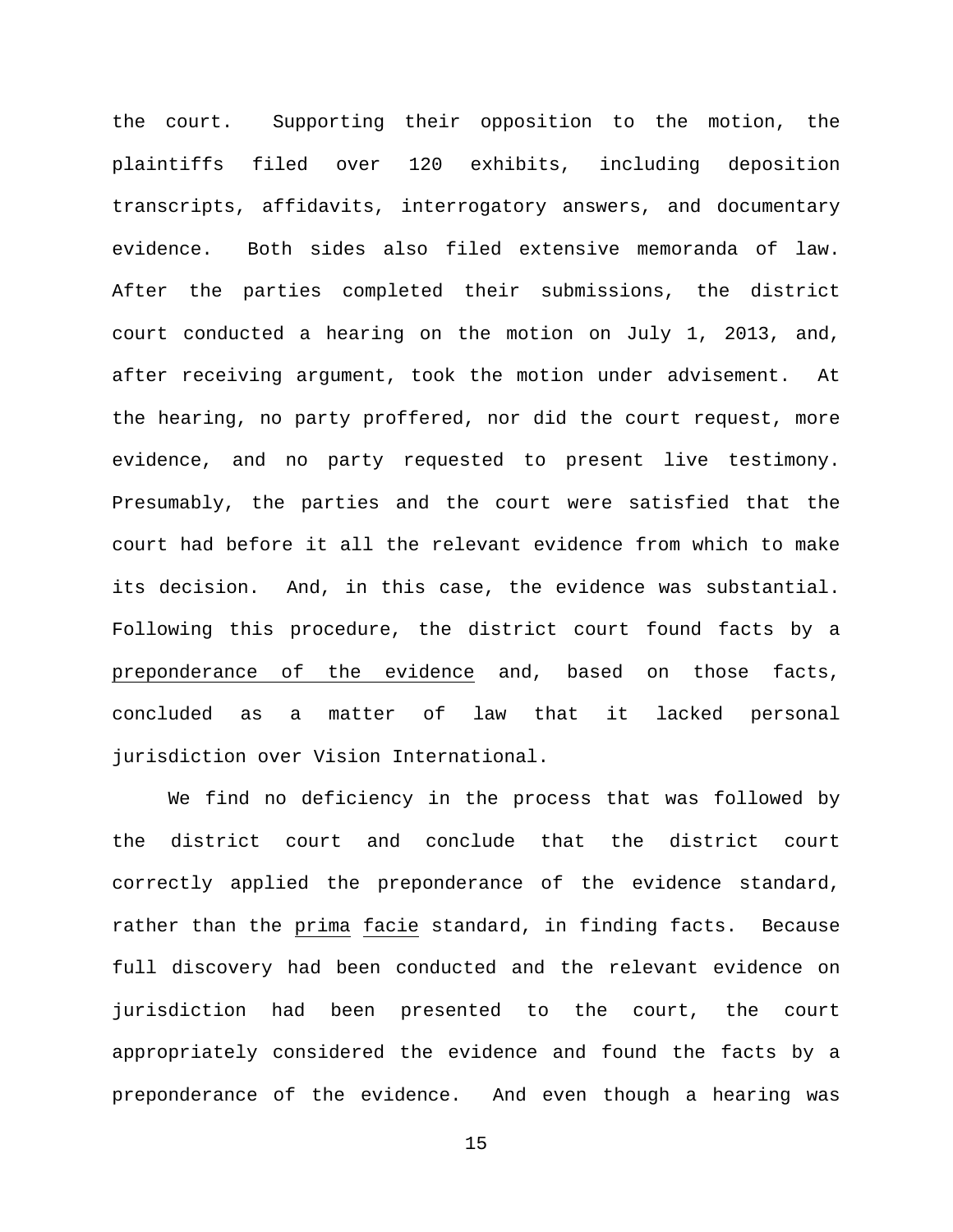the court. Supporting their opposition to the motion, the plaintiffs filed over 120 exhibits, including deposition transcripts, affidavits, interrogatory answers, and documentary evidence. Both sides also filed extensive memoranda of law. After the parties completed their submissions, the district court conducted a hearing on the motion on July 1, 2013, and, after receiving argument, took the motion under advisement. At the hearing, no party proffered, nor did the court request, more evidence, and no party requested to present live testimony. Presumably, the parties and the court were satisfied that the court had before it all the relevant evidence from which to make its decision. And, in this case, the evidence was substantial. Following this procedure, the district court found facts by a preponderance of the evidence and, based on those facts, concluded as a matter of law that it lacked personal jurisdiction over Vision International.

We find no deficiency in the process that was followed by the district court and conclude that the district court correctly applied the preponderance of the evidence standard, rather than the *prima facie* standard, in finding facts. Because full discovery had been conducted and the relevant evidence on jurisdiction had been presented to the court, the court appropriately considered the evidence and found the facts by a preponderance of the evidence. And even though a hearing was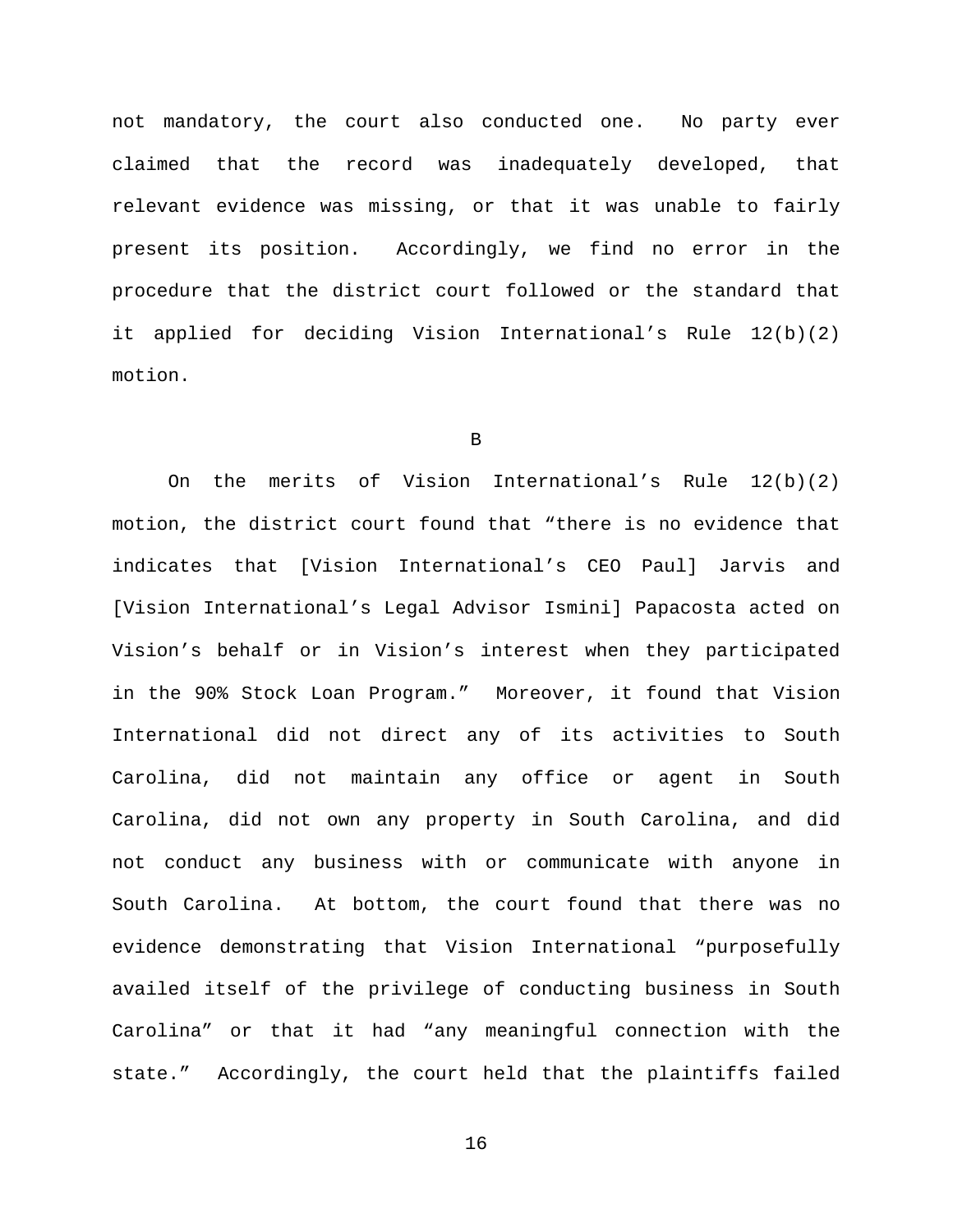not mandatory, the court also conducted one. No party ever claimed that the record was inadequately developed, that relevant evidence was missing, or that it was unable to fairly present its position. Accordingly, we find no error in the procedure that the district court followed or the standard that it applied for deciding Vision International's Rule 12(b)(2) motion.

B

On the merits of Vision International's Rule 12(b)(2) motion, the district court found that "there is no evidence that indicates that [Vision International's CEO Paul] Jarvis and [Vision International's Legal Advisor Ismini] Papacosta acted on Vision's behalf or in Vision's interest when they participated in the 90% Stock Loan Program." Moreover, it found that Vision International did not direct any of its activities to South Carolina, did not maintain any office or agent in South Carolina, did not own any property in South Carolina, and did not conduct any business with or communicate with anyone in South Carolina. At bottom, the court found that there was no evidence demonstrating that Vision International "purposefully availed itself of the privilege of conducting business in South Carolina" or that it had "any meaningful connection with the state." Accordingly, the court held that the plaintiffs failed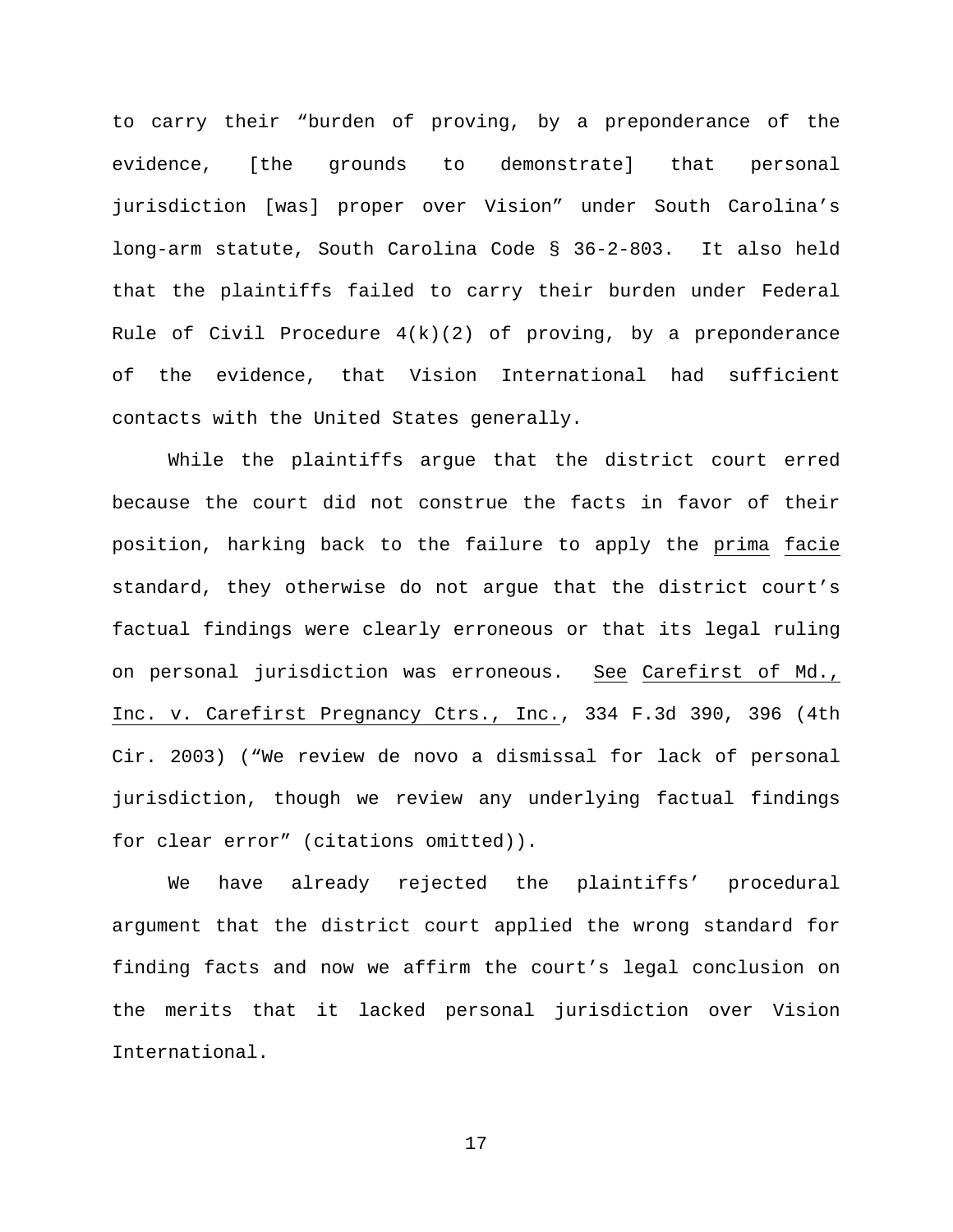to carry their "burden of proving, by a preponderance of the evidence, [the grounds to demonstrate] that personal jurisdiction [was] proper over Vision" under South Carolina's long-arm statute, South Carolina Code § 36-2-803. It also held that the plaintiffs failed to carry their burden under Federal Rule of Civil Procedure 4(k)(2) of proving, by a preponderance of the evidence, that Vision International had sufficient contacts with the United States generally.

While the plaintiffs argue that the district court erred because the court did not construe the facts in favor of their position, harking back to the failure to apply the *prima facie* standard, they otherwise do not argue that the district court's factual findings were clearly erroneous or that its legal ruling on personal jurisdiction was erroneous. *See* *Carefirst of Md., Inc. v. Carefirst Pregnancy Ctrs., Inc.*, 334 F.3d 390, 396 (4th Cir. 2003) ("We review de novo a dismissal for lack of personal jurisdiction, though we review any underlying factual findings for clear error" (citations omitted)).

We have already rejected the plaintiffs' procedural argument that the district court applied the wrong standard for finding facts and now we affirm the court's legal conclusion on the merits that it lacked personal jurisdiction over Vision International.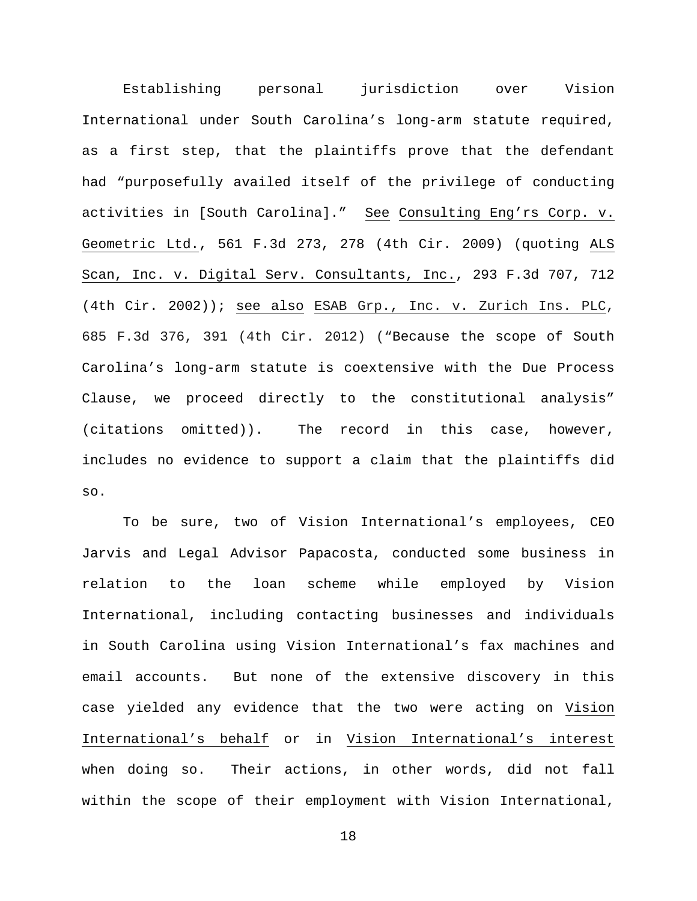Establishing personal jurisdiction over Vision International under South Carolina's long-arm statute required, as a first step, that the plaintiffs prove that the defendant had "purposefully availed itself of the privilege of conducting activities in [South Carolina]." See Consulting Eng'rs Corp. v. Geometric Ltd., 561 F.3d 273, 278 (4th Cir. 2009) (quoting ALS Scan, Inc. v. Digital Serv. Consultants, Inc., 293 F.3d 707, 712 (4th Cir. 2002)); see also ESAB Grp., Inc. v. Zurich Ins. PLC, 685 F.3d 376, 391 (4th Cir. 2012) ("Because the scope of South Carolina's long-arm statute is coextensive with the Due Process Clause, we proceed directly to the constitutional analysis" (citations omitted)). The record in this case, however, includes no evidence to support a claim that the plaintiffs did so.

To be sure, two of Vision International's employees, CEO Jarvis and Legal Advisor Papacosta, conducted some business in relation to the loan scheme while employed by Vision International, including contacting businesses and individuals in South Carolina using Vision International's fax machines and email accounts. But none of the extensive discovery in this case yielded any evidence that the two were acting on Vision International's behalf or in Vision International's interest when doing so. Their actions, in other words, did not fall within the scope of their employment with Vision International,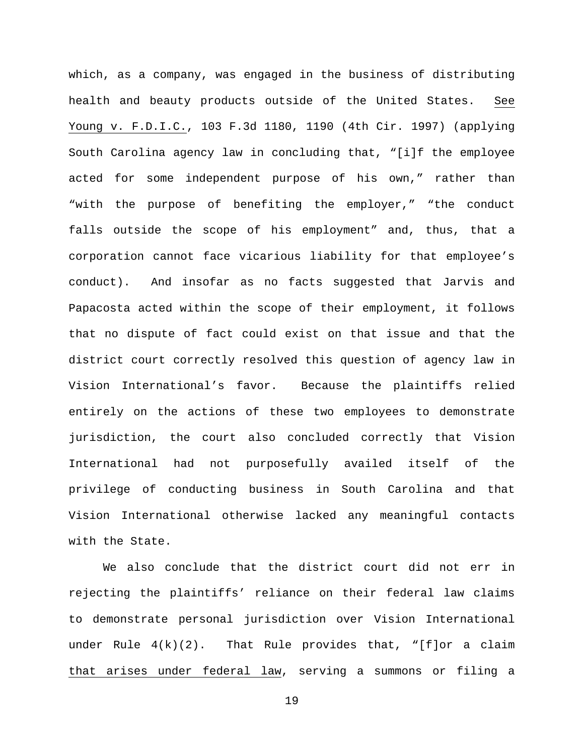which, as a company, was engaged in the business of distributing health and beauty products outside of the United States. See Young v. F.D.I.C., 103 F.3d 1180, 1190 (4th Cir. 1997) (applying South Carolina agency law in concluding that, "[i]f the employee acted for some independent purpose of his own," rather than "with the purpose of benefiting the employer," "the conduct falls outside the scope of his employment" and, thus, that a corporation cannot face vicarious liability for that employee's conduct). And insofar as no facts suggested that Jarvis and Papacosta acted within the scope of their employment, it follows that no dispute of fact could exist on that issue and that the district court correctly resolved this question of agency law in Vision International's favor. Because the plaintiffs relied entirely on the actions of these two employees to demonstrate jurisdiction, the court also concluded correctly that Vision International had not purposefully availed itself of the privilege of conducting business in South Carolina and that Vision International otherwise lacked any meaningful contacts with the State.

We also conclude that the district court did not err in rejecting the plaintiffs' reliance on their federal law claims to demonstrate personal jurisdiction over Vision International under Rule 4(k)(2). That Rule provides that, "[f]or a claim that arises under federal law, serving a summons or filing a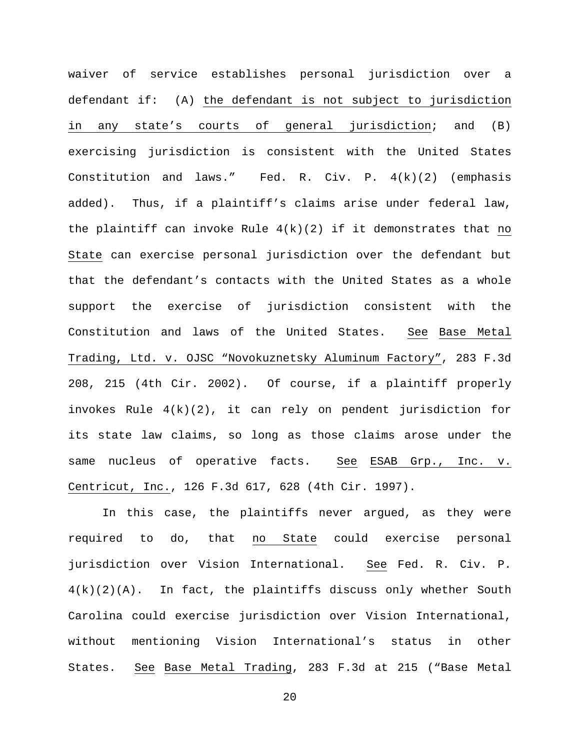waiver of service establishes personal jurisdiction over a defendant if: (A) the defendant is not subject to jurisdiction in any state's courts of general jurisdiction; and (B) exercising jurisdiction is consistent with the United States Constitution and laws." Fed. R. Civ. P. 4(k)(2) (emphasis added). Thus, if a plaintiff's claims arise under federal law, the plaintiff can invoke Rule 4(k)(2) if it demonstrates that no State can exercise personal jurisdiction over the defendant but that the defendant's contacts with the United States as a whole support the exercise of jurisdiction consistent with the Constitution and laws of the United States. See Base Metal Trading, Ltd. v. OJSC "Novokuznetsky Aluminum Factory", 283 F.3d 208, 215 (4th Cir. 2002). Of course, if a plaintiff properly invokes Rule 4(k)(2), it can rely on pendent jurisdiction for its state law claims, so long as those claims arose under the same nucleus of operative facts. See ESAB Grp., Inc. v. Centricut, Inc., 126 F.3d 617, 628 (4th Cir. 1997).

In this case, the plaintiffs never argued, as they were required to do, that no State could exercise personal jurisdiction over Vision International. See Fed. R. Civ. P. 4(k)(2)(A). In fact, the plaintiffs discuss only whether South Carolina could exercise jurisdiction over Vision International, without mentioning Vision International's status in other States. See Base Metal Trading, 283 F.3d at 215 ("Base Metal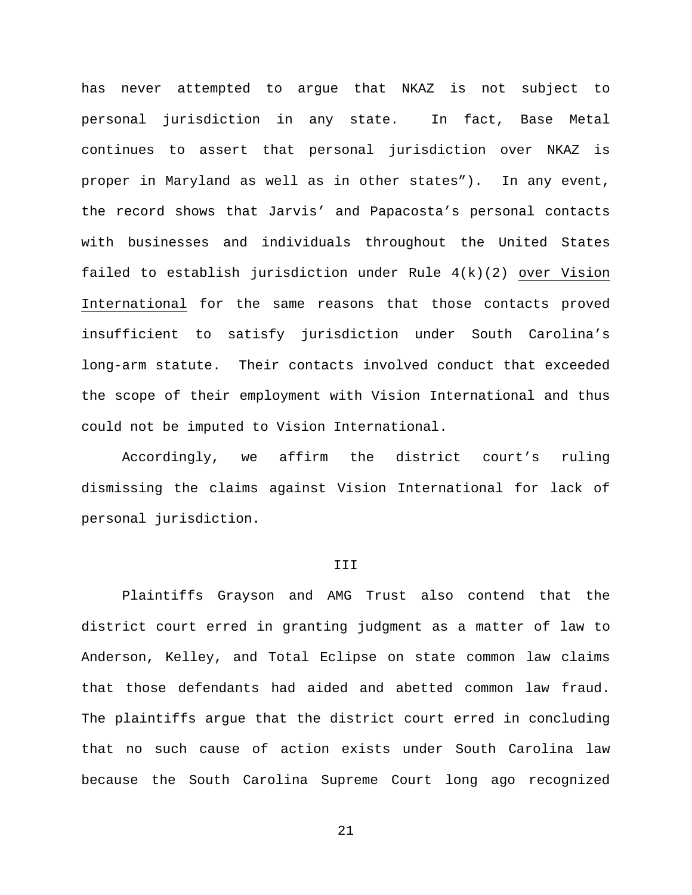has never attempted to argue that NKAZ is not subject to personal jurisdiction in any state. In fact, Base Metal continues to assert that personal jurisdiction over NKAZ is proper in Maryland as well as in other states"). In any event, the record shows that Jarvis' and Papacosta's personal contacts with businesses and individuals throughout the United States failed to establish jurisdiction under Rule 4(k)(2) over Vision International for the same reasons that those contacts proved insufficient to satisfy jurisdiction under South Carolina's long-arm statute. Their contacts involved conduct that exceeded the scope of their employment with Vision International and thus could not be imputed to Vision International.

Accordingly, we affirm the district court's ruling dismissing the claims against Vision International for lack of personal jurisdiction.

## III

Plaintiffs Grayson and AMG Trust also contend that the district court erred in granting judgment as a matter of law to Anderson, Kelley, and Total Eclipse on state common law claims that those defendants had aided and abetted common law fraud. The plaintiffs argue that the district court erred in concluding that no such cause of action exists under South Carolina law because the South Carolina Supreme Court long ago recognized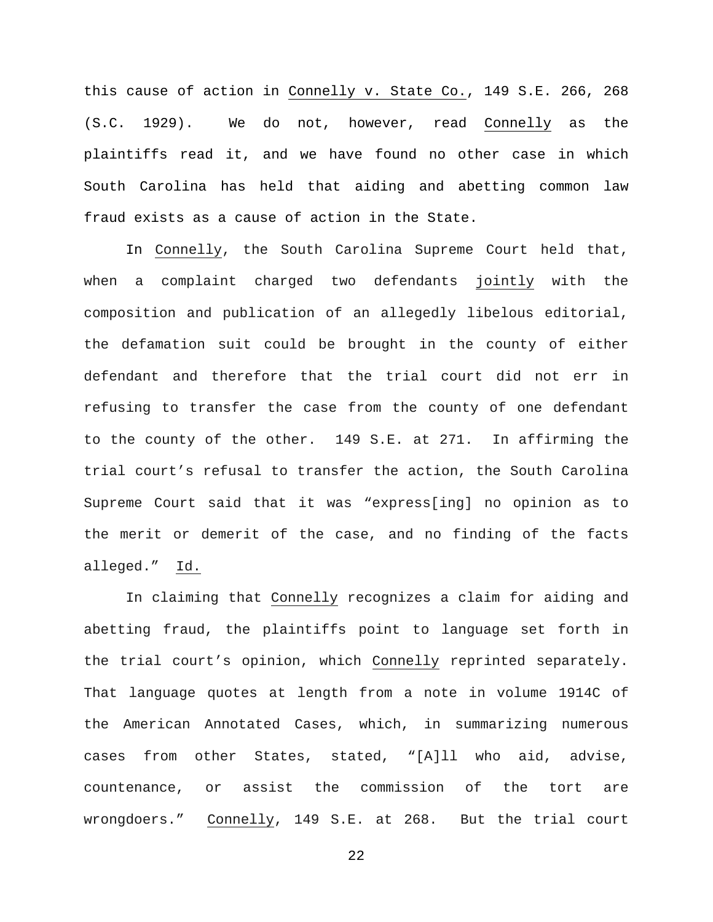this cause of action in Connelly v. State Co., 149 S.E. 266, 268 (S.C. 1929). We do not, however, read Connelly as the plaintiffs read it, and we have found no other case in which South Carolina has held that aiding and abetting common law fraud exists as a cause of action in the State.

In Connelly, the South Carolina Supreme Court held that, when a complaint charged two defendants jointly with the composition and publication of an allegedly libelous editorial, the defamation suit could be brought in the county of either defendant and therefore that the trial court did not err in refusing to transfer the case from the county of one defendant to the county of the other. 149 S.E. at 271. In affirming the trial court's refusal to transfer the action, the South Carolina Supreme Court said that it was "express[ing] no opinion as to the merit or demerit of the case, and no finding of the facts alleged." Id.

In claiming that Connelly recognizes a claim for aiding and abetting fraud, the plaintiffs point to language set forth in the trial court's opinion, which Connelly reprinted separately. That language quotes at length from a note in volume 1914C of the American Annotated Cases, which, in summarizing numerous cases from other States, stated, "[A]ll who aid, advise, countenance, or assist the commission of the tort are wrongdoers." Connelly, 149 S.E. at 268. But the trial court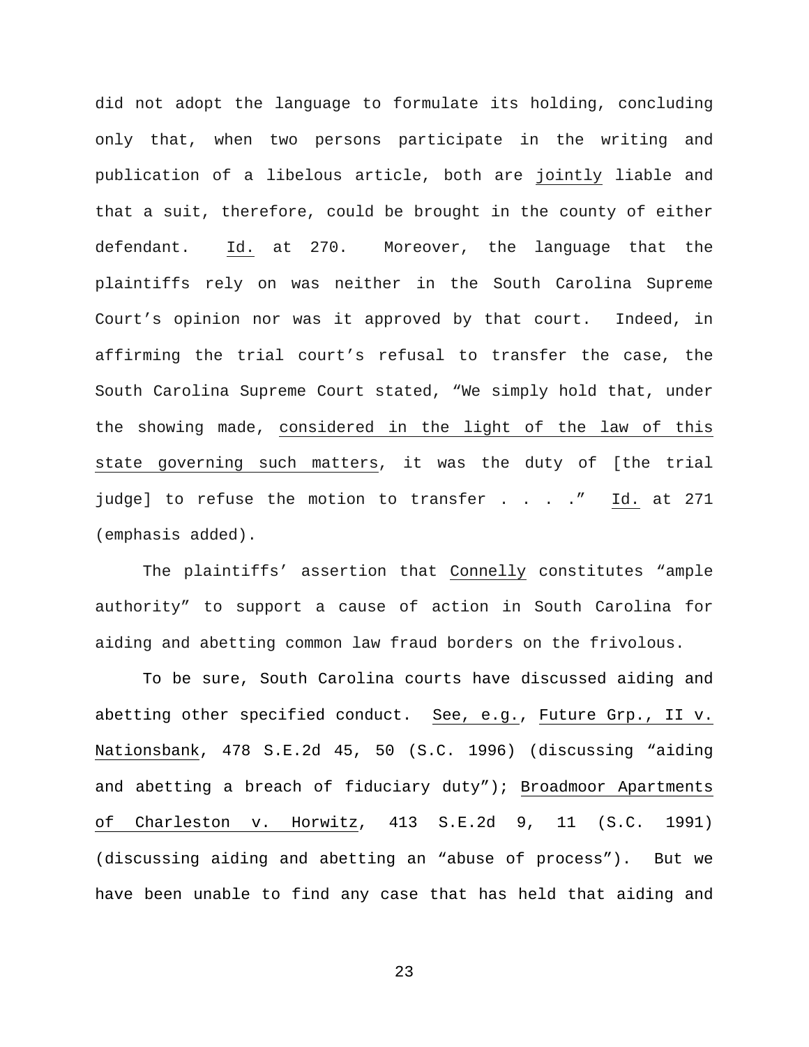did not adopt the language to formulate its holding, concluding only that, when two persons participate in the writing and publication of a libelous article, both are jointly liable and that a suit, therefore, could be brought in the county of either defendant. Id. at 270. Moreover, the language that the plaintiffs rely on was neither in the South Carolina Supreme Court's opinion nor was it approved by that court. Indeed, in affirming the trial court's refusal to transfer the case, the South Carolina Supreme Court stated, "We simply hold that, under the showing made, considered in the light of the law of this state governing such matters, it was the duty of [the trial judge] to refuse the motion to transfer . . . ." Id. at 271 (emphasis added).

The plaintiffs' assertion that Connelly constitutes "ample authority" to support a cause of action in South Carolina for aiding and abetting common law fraud borders on the frivolous.

To be sure, South Carolina courts have discussed aiding and abetting other specified conduct. See, e.g., Future Grp., II v. Nationsbank, 478 S.E.2d 45, 50 (S.C. 1996) (discussing "aiding and abetting a breach of fiduciary duty"); Broadmoor Apartments of Charleston v. Horwitz, 413 S.E.2d 9, 11 (S.C. 1991) (discussing aiding and abetting an "abuse of process"). But we have been unable to find any case that has held that aiding and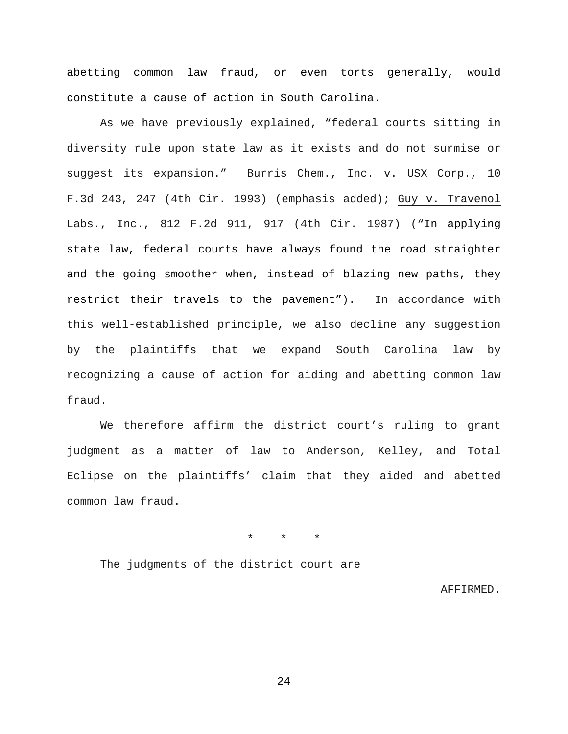abetting common law fraud, or even torts generally, would constitute a cause of action in South Carolina.

As we have previously explained, "federal courts sitting in diversity rule upon state law as it exists and do not surmise or suggest its expansion." Burris Chem., Inc. v. USX Corp., 10 F.3d 243, 247 (4th Cir. 1993) (emphasis added); Guy v. Travenol Labs., Inc., 812 F.2d 911, 917 (4th Cir. 1987) ("In applying state law, federal courts have always found the road straighter and the going smoother when, instead of blazing new paths, they restrict their travels to the pavement"). In accordance with this well-established principle, we also decline any suggestion by the plaintiffs that we expand South Carolina law by recognizing a cause of action for aiding and abetting common law fraud.

We therefore affirm the district court's ruling to grant judgment as a matter of law to Anderson, Kelley, and Total Eclipse on the plaintiffs' claim that they aided and abetted common law fraud.

\* \* \*

The judgments of the district court are

AFFIRMED.